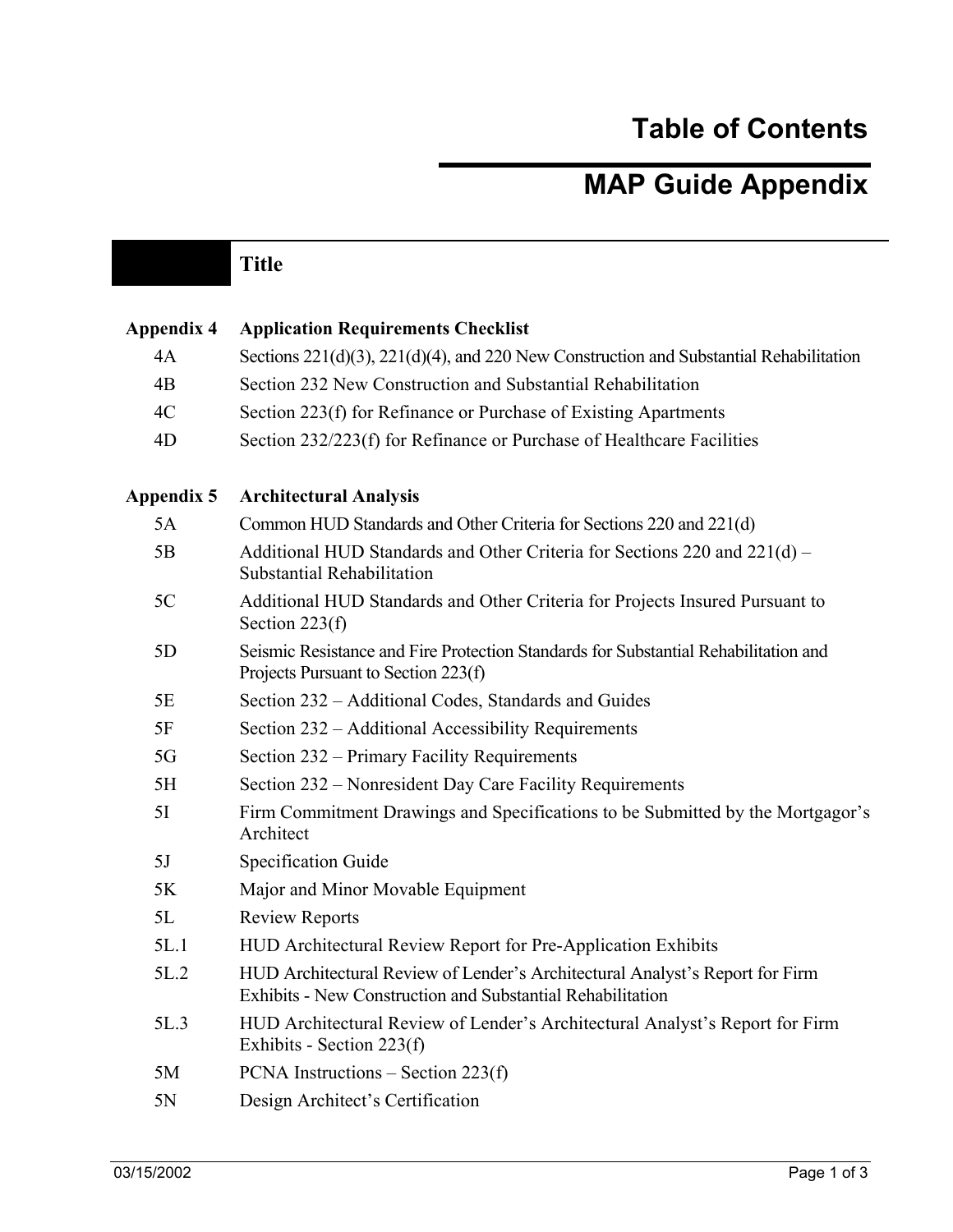# Table of Contents

# MAP Guide Appendix

| | Title |
|---|---|
| **Appendix 4** | **Application Requirements Checklist** |
| 4A | Sections 221(d)(3), 221(d)(4), and 220 New Construction and Substantial Rehabilitation |
| 4B | Section 232 New Construction and Substantial Rehabilitation |
| 4C | Section 223(f) for Refinance or Purchase of Existing Apartments |
| 4D | Section 232/223(f) for Refinance or Purchase of Healthcare Facilities |
| **Appendix 5** | **Architectural Analysis** |
| 5A | Common HUD Standards and Other Criteria for Sections 220 and 221(d) |
| 5B | Additional HUD Standards and Other Criteria for Sections 220 and 221(d) – Substantial Rehabilitation |
| 5C | Additional HUD Standards and Other Criteria for Projects Insured Pursuant to Section 223(f) |
| 5D | Seismic Resistance and Fire Protection Standards for Substantial Rehabilitation and Projects Pursuant to Section 223(f) |
| 5E | Section 232 – Additional Codes, Standards and Guides |
| 5F | Section 232 – Additional Accessibility Requirements |
| 5G | Section 232 – Primary Facility Requirements |
| 5H | Section 232 – Nonresident Day Care Facility Requirements |
| 5I | Firm Commitment Drawings and Specifications to be Submitted by the Mortgagor's Architect |
| 5J | Specification Guide |
| 5K | Major and Minor Movable Equipment |
| 5L | Review Reports |
| 5L.1 | HUD Architectural Review Report for Pre-Application Exhibits |
| 5L.2 | HUD Architectural Review of Lender's Architectural Analyst's Report for Firm Exhibits - New Construction and Substantial Rehabilitation |
| 5L.3 | HUD Architectural Review of Lender's Architectural Analyst's Report for Firm Exhibits - Section 223(f) |
| 5M | PCNA Instructions – Section 223(f) |
| 5N | Design Architect's Certification |

03/15/2002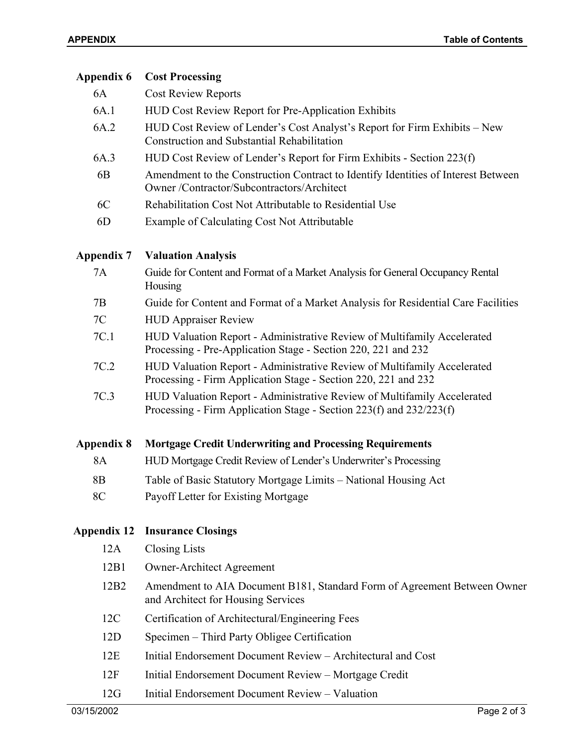## Appendix 6 Cost Processing

| | |
|---|---|
| 6A | Cost Review Reports |
| 6A.1 | HUD Cost Review Report for Pre-Application Exhibits |
| 6A.2 | HUD Cost Review of Lender's Cost Analyst's Report for Firm Exhibits – New Construction and Substantial Rehabilitation |
| 6A.3 | HUD Cost Review of Lender's Report for Firm Exhibits - Section 223(f) |
| 6B | Amendment to the Construction Contract to Identify Identities of Interest Between Owner /Contractor/Subcontractors/Architect |
| 6C | Rehabilitation Cost Not Attributable to Residential Use |
| 6D | Example of Calculating Cost Not Attributable |

## Appendix 7 Valuation Analysis

| | |
|---|---|
| 7A | Guide for Content and Format of a Market Analysis for General Occupancy Rental Housing |
| 7B | Guide for Content and Format of a Market Analysis for Residential Care Facilities |
| 7C | HUD Appraiser Review |
| 7C.1 | HUD Valuation Report - Administrative Review of Multifamily Accelerated Processing - Pre-Application Stage - Section 220, 221 and 232 |
| 7C.2 | HUD Valuation Report - Administrative Review of Multifamily Accelerated Processing - Firm Application Stage - Section 220, 221 and 232 |
| 7C.3 | HUD Valuation Report - Administrative Review of Multifamily Accelerated Processing - Firm Application Stage - Section 223(f) and 232/223(f) |

## Appendix 8 Mortgage Credit Underwriting and Processing Requirements

| | |
|---|---|
| 8A | HUD Mortgage Credit Review of Lender's Underwriter's Processing |
| 8B | Table of Basic Statutory Mortgage Limits – National Housing Act |
| 8C | Payoff Letter for Existing Mortgage |

## Appendix 12 Insurance Closings

| | |
|---|---|
| 12A | Closing Lists |
| 12B1 | Owner-Architect Agreement |
| 12B2 | Amendment to AIA Document B181, Standard Form of Agreement Between Owner and Architect for Housing Services |
| 12C | Certification of Architectural/Engineering Fees |
| 12D | Specimen – Third Party Obligee Certification |
| 12E | Initial Endorsement Document Review – Architectural and Cost |
| 12F | Initial Endorsement Document Review – Mortgage Credit |
| 12G | Initial Endorsement Document Review – Valuation |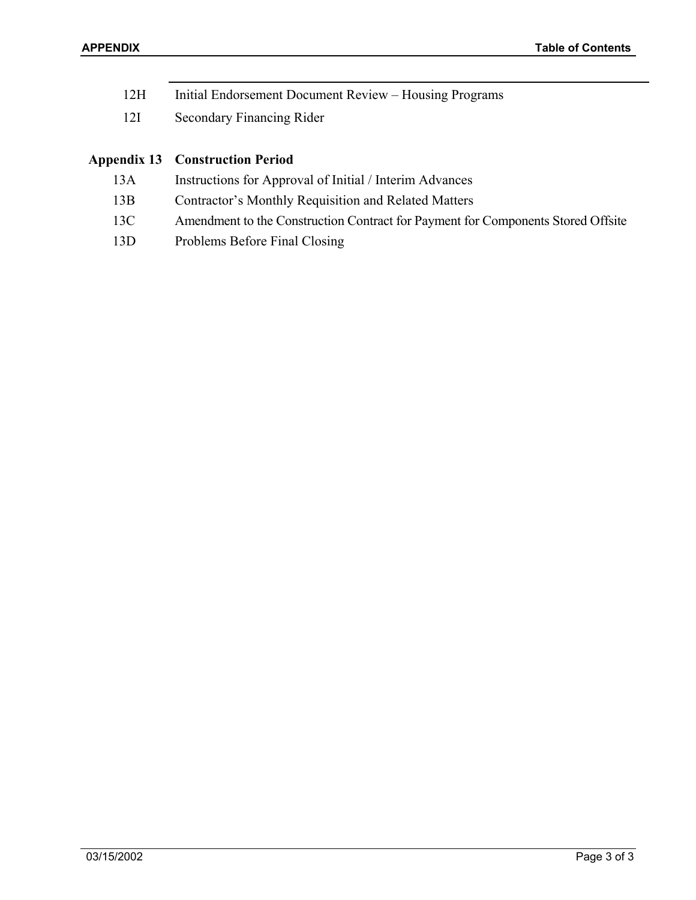| | |
|---|---|
| 12H | Initial Endorsement Document Review – Housing Programs |
| 12I | Secondary Financing Rider |

**Appendix 13 Construction Period**

| | |
|---|---|
| 13A | Instructions for Approval of Initial / Interim Advances |
| 13B | Contractor's Monthly Requisition and Related Matters |
| 13C | Amendment to the Construction Contract for Payment for Components Stored Offsite |
| 13D | Problems Before Final Closing |